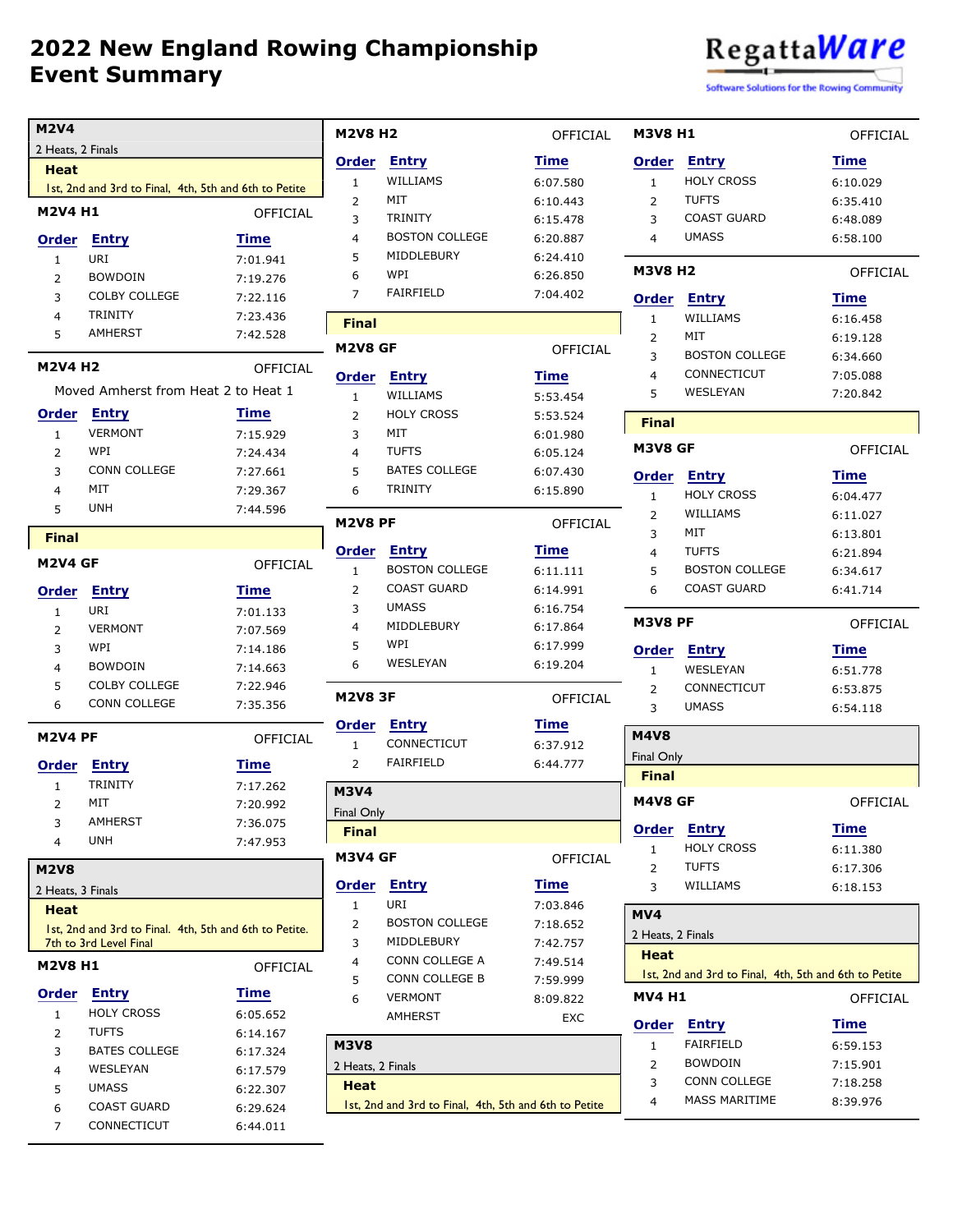# 2022 New England Rowing Championship Event Summary

## M2V4

2 Heats, 2 Finals

**Heat**

1st, 2nd and 3rd to Final, 4th, 5th and 6th to Petite

### M2V4 H1 — OFFICIAL

| Order | Entry | Time |
| --- | --- | --- |
| 1 | URI | 7:01.941 |
| 2 | BOWDOIN | 7:19.276 |
| 3 | COLBY COLLEGE | 7:22.116 |
| 4 | TRINITY | 7:23.436 |
| 5 | AMHERST | 7:42.528 |

### M2V4 H2 — OFFICIAL

Moved Amherst from Heat 2 to Heat 1

| Order | Entry | Time |
| --- | --- | --- |
| 1 | VERMONT | 7:15.929 |
| 2 | WPI | 7:24.434 |
| 3 | CONN COLLEGE | 7:27.661 |
| 4 | MIT | 7:29.367 |
| 5 | UNH | 7:44.596 |

**Final**

### M2V4 GF — OFFICIAL

| Order | Entry | Time |
| --- | --- | --- |
| 1 | URI | 7:01.133 |
| 2 | VERMONT | 7:07.569 |
| 3 | WPI | 7:14.186 |
| 4 | BOWDOIN | 7:14.663 |
| 5 | COLBY COLLEGE | 7:22.946 |
| 6 | CONN COLLEGE | 7:35.356 |

### M2V4 PF — OFFICIAL

| Order | Entry | Time |
| --- | --- | --- |
| 1 | TRINITY | 7:17.262 |
| 2 | MIT | 7:20.992 |
| 3 | AMHERST | 7:36.075 |
| 4 | UNH | 7:47.953 |

## M2V8

2 Heats, 3 Finals

**Heat**

1st, 2nd and 3rd to Final. 4th, 5th and 6th to Petite. 7th to 3rd Level Final

### M2V8 H1 — OFFICIAL

| Order | Entry | Time |
| --- | --- | --- |
| 1 | HOLY CROSS | 6:05.652 |
| 2 | TUFTS | 6:14.167 |
| 3 | BATES COLLEGE | 6:17.324 |
| 4 | WESLEYAN | 6:17.579 |
| 5 | UMASS | 6:22.307 |
| 6 | COAST GUARD | 6:29.624 |
| 7 | CONNECTICUT | 6:44.011 |

### M2V8 H2 — OFFICIAL

| Order | Entry | Time |
| --- | --- | --- |
| 1 | WILLIAMS | 6:07.580 |
| 2 | MIT | 6:10.443 |
| 3 | TRINITY | 6:15.478 |
| 4 | BOSTON COLLEGE | 6:20.887 |
| 5 | MIDDLEBURY | 6:24.410 |
| 6 | WPI | 6:26.850 |
| 7 | FAIRFIELD | 7:04.402 |

**Final**

### M2V8 GF — OFFICIAL

| Order | Entry | Time |
| --- | --- | --- |
| 1 | WILLIAMS | 5:53.454 |
| 2 | HOLY CROSS | 5:53.524 |
| 3 | MIT | 6:01.980 |
| 4 | TUFTS | 6:05.124 |
| 5 | BATES COLLEGE | 6:07.430 |
| 6 | TRINITY | 6:15.890 |

### M2V8 PF — OFFICIAL

| Order | Entry | Time |
| --- | --- | --- |
| 1 | BOSTON COLLEGE | 6:11.111 |
| 2 | COAST GUARD | 6:14.991 |
| 3 | UMASS | 6:16.754 |
| 4 | MIDDLEBURY | 6:17.864 |
| 5 | WPI | 6:17.999 |
| 6 | WESLEYAN | 6:19.204 |

### M2V8 3F — OFFICIAL

| Order | Entry | Time |
| --- | --- | --- |
| 1 | CONNECTICUT | 6:37.912 |
| 2 | FAIRFIELD | 6:44.777 |

## M3V4

Final Only

**Final**

### M3V4 GF — OFFICIAL

| Order | Entry | Time |
| --- | --- | --- |
| 1 | URI | 7:03.846 |
| 2 | BOSTON COLLEGE | 7:18.652 |
| 3 | MIDDLEBURY | 7:42.757 |
| 4 | CONN COLLEGE A | 7:49.514 |
| 5 | CONN COLLEGE B | 7:59.999 |
| 6 | VERMONT | 8:09.822 |
|  | AMHERST | EXC |

## M3V8

2 Heats, 2 Finals

**Heat**

1st, 2nd and 3rd to Final, 4th, 5th and 6th to Petite

### M3V8 H1 — OFFICIAL

| Order | Entry | Time |
| --- | --- | --- |
| 1 | HOLY CROSS | 6:10.029 |
| 2 | TUFTS | 6:35.410 |
| 3 | COAST GUARD | 6:48.089 |
| 4 | UMASS | 6:58.100 |

### M3V8 H2 — OFFICIAL

| Order | Entry | Time |
| --- | --- | --- |
| 1 | WILLIAMS | 6:16.458 |
| 2 | MIT | 6:19.128 |
| 3 | BOSTON COLLEGE | 6:34.660 |
| 4 | CONNECTICUT | 7:05.088 |
| 5 | WESLEYAN | 7:20.842 |

**Final**

### M3V8 GF — OFFICIAL

| Order | Entry | Time |
| --- | --- | --- |
| 1 | HOLY CROSS | 6:04.477 |
| 2 | WILLIAMS | 6:11.027 |
| 3 | MIT | 6:13.801 |
| 4 | TUFTS | 6:21.894 |
| 5 | BOSTON COLLEGE | 6:34.617 |
| 6 | COAST GUARD | 6:41.714 |

### M3V8 PF — OFFICIAL

| Order | Entry | Time |
| --- | --- | --- |
| 1 | WESLEYAN | 6:51.778 |
| 2 | CONNECTICUT | 6:53.875 |
| 3 | UMASS | 6:54.118 |

## M4V8

Final Only

**Final**

### M4V8 GF — OFFICIAL

| Order | Entry | Time |
| --- | --- | --- |
| 1 | HOLY CROSS | 6:11.380 |
| 2 | TUFTS | 6:17.306 |
| 3 | WILLIAMS | 6:18.153 |

## MV4

2 Heats, 2 Finals

**Heat**

1st, 2nd and 3rd to Final, 4th, 5th and 6th to Petite

### MV4 H1 — OFFICIAL

| Order | Entry | Time |
| --- | --- | --- |
| 1 | FAIRFIELD | 6:59.153 |
| 2 | BOWDOIN | 7:15.901 |
| 3 | CONN COLLEGE | 7:18.258 |
| 4 | MASS MARITIME | 8:39.976 |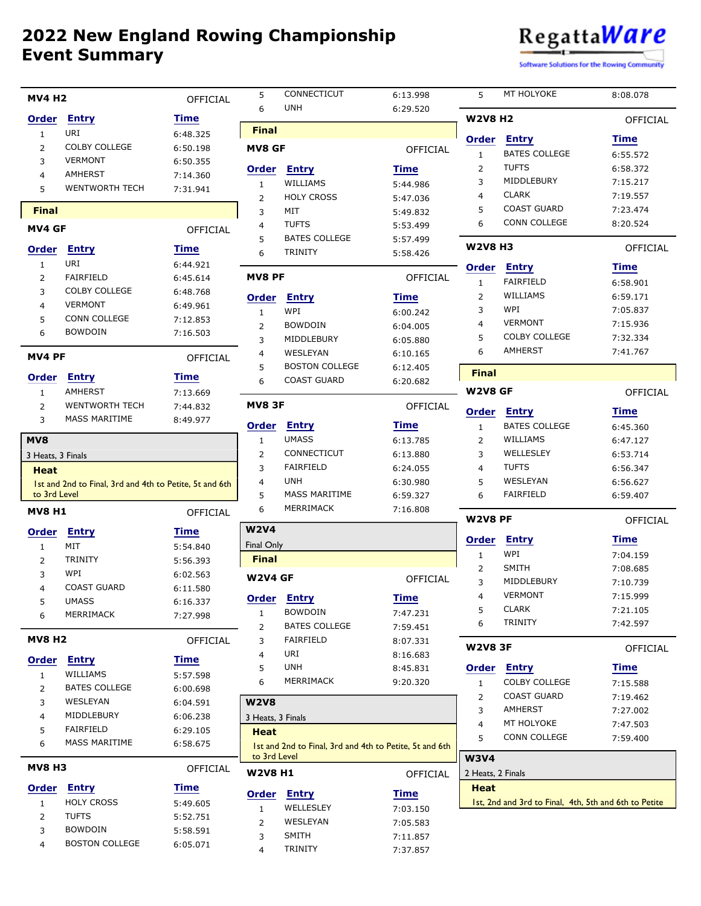# 2022 New England Rowing Championship Event Summary

### MV4 H2

OFFICIAL

| Order | Entry | Time |
|---|---|---|
| 1 | URI | 6:48.325 |
| 2 | COLBY COLLEGE | 6:50.198 |
| 3 | VERMONT | 6:50.355 |
| 4 | AMHERST | 7:14.360 |
| 5 | WENTWORTH TECH | 7:31.941 |

**Final**

### MV4 GF

OFFICIAL

| Order | Entry | Time |
|---|---|---|
| 1 | URI | 6:44.921 |
| 2 | FAIRFIELD | 6:45.614 |
| 3 | COLBY COLLEGE | 6:48.768 |
| 4 | VERMONT | 6:49.961 |
| 5 | CONN COLLEGE | 7:12.853 |
| 6 | BOWDOIN | 7:16.503 |

### MV4 PF

OFFICIAL

| Order | Entry | Time |
|---|---|---|
| 1 | AMHERST | 7:13.669 |
| 2 | WENTWORTH TECH | 7:44.832 |
| 3 | MASS MARITIME | 8:49.977 |

## MV8

3 Heats, 3 Finals

**Heat**

1st and 2nd to Final, 3rd and 4th to Petite, 5t and 6th to 3rd Level

### MV8 H1

OFFICIAL

| Order | Entry | Time |
|---|---|---|
| 1 | MIT | 5:54.840 |
| 2 | TRINITY | 5:56.393 |
| 3 | WPI | 6:02.563 |
| 4 | COAST GUARD | 6:11.580 |
| 5 | UMASS | 6:16.337 |
| 6 | MERRIMACK | 7:27.998 |

### MV8 H2

OFFICIAL

| Order | Entry | Time |
|---|---|---|
| 1 | WILLIAMS | 5:57.598 |
| 2 | BATES COLLEGE | 6:00.698 |
| 3 | WESLEYAN | 6:04.591 |
| 4 | MIDDLEBURY | 6:06.238 |
| 5 | FAIRFIELD | 6:29.105 |
| 6 | MASS MARITIME | 6:58.675 |

### MV8 H3

OFFICIAL

| Order | Entry | Time |
|---|---|---|
| 1 | HOLY CROSS | 5:49.605 |
| 2 | TUFTS | 5:52.751 |
| 3 | BOWDOIN | 5:58.591 |
| 4 | BOSTON COLLEGE | 6:05.071 |
| 5 | CONNECTICUT | 6:13.998 |
| 6 | UNH | 6:29.520 |

**Final**

### MV8 GF

OFFICIAL

| Order | Entry | Time |
|---|---|---|
| 1 | WILLIAMS | 5:44.986 |
| 2 | HOLY CROSS | 5:47.036 |
| 3 | MIT | 5:49.832 |
| 4 | TUFTS | 5:53.499 |
| 5 | BATES COLLEGE | 5:57.499 |
| 6 | TRINITY | 5:58.426 |

### MV8 PF

OFFICIAL

| Order | Entry | Time |
|---|---|---|
| 1 | WPI | 6:00.242 |
| 2 | BOWDOIN | 6:04.005 |
| 3 | MIDDLEBURY | 6:05.880 |
| 4 | WESLEYAN | 6:10.165 |
| 5 | BOSTON COLLEGE | 6:12.405 |
| 6 | COAST GUARD | 6:20.682 |

### MV8 3F

OFFICIAL

| Order | Entry | Time |
|---|---|---|
| 1 | UMASS | 6:13.785 |
| 2 | CONNECTICUT | 6:13.880 |
| 3 | FAIRFIELD | 6:24.055 |
| 4 | UNH | 6:30.980 |
| 5 | MASS MARITIME | 6:59.327 |
| 6 | MERRIMACK | 7:16.808 |

## W2V4

Final Only

**Final**

### W2V4 GF

OFFICIAL

| Order | Entry | Time |
|---|---|---|
| 1 | BOWDOIN | 7:47.231 |
| 2 | BATES COLLEGE | 7:59.451 |
| 3 | FAIRFIELD | 8:07.331 |
| 4 | URI | 8:16.683 |
| 5 | UNH | 8:45.831 |
| 6 | MERRIMACK | 9:20.320 |

## W2V8

3 Heats, 3 Finals

**Heat**

1st and 2nd to Final, 3rd and 4th to Petite, 5t and 6th to 3rd Level

### W2V8 H1

OFFICIAL

| Order | Entry | Time |
|---|---|---|
| 1 | WELLESLEY | 7:03.150 |
| 2 | WESLEYAN | 7:05.583 |
| 3 | SMITH | 7:11.857 |
| 4 | TRINITY | 7:37.857 |
| 5 | MT HOLYOKE | 8:08.078 |

### W2V8 H2

OFFICIAL

| Order | Entry | Time |
|---|---|---|
| 1 | BATES COLLEGE | 6:55.572 |
| 2 | TUFTS | 6:58.372 |
| 3 | MIDDLEBURY | 7:15.217 |
| 4 | CLARK | 7:19.557 |
| 5 | COAST GUARD | 7:23.474 |
| 6 | CONN COLLEGE | 8:20.524 |

### W2V8 H3

OFFICIAL

| Order | Entry | Time |
|---|---|---|
| 1 | FAIRFIELD | 6:58.901 |
| 2 | WILLIAMS | 6:59.171 |
| 3 | WPI | 7:05.837 |
| 4 | VERMONT | 7:15.936 |
| 5 | COLBY COLLEGE | 7:32.334 |
| 6 | AMHERST | 7:41.767 |

**Final**

### W2V8 GF

OFFICIAL

| Order | Entry | Time |
|---|---|---|
| 1 | BATES COLLEGE | 6:45.360 |
| 2 | WILLIAMS | 6:47.127 |
| 3 | WELLESLEY | 6:53.714 |
| 4 | TUFTS | 6:56.347 |
| 5 | WESLEYAN | 6:56.627 |
| 6 | FAIRFIELD | 6:59.407 |

### W2V8 PF

OFFICIAL

| Order | Entry | Time |
|---|---|---|
| 1 | WPI | 7:04.159 |
| 2 | SMITH | 7:08.685 |
| 3 | MIDDLEBURY | 7:10.739 |
| 4 | VERMONT | 7:15.999 |
| 5 | CLARK | 7:21.105 |
| 6 | TRINITY | 7:42.597 |

### W2V8 3F

OFFICIAL

| Order | Entry | Time |
|---|---|---|
| 1 | COLBY COLLEGE | 7:15.588 |
| 2 | COAST GUARD | 7:19.462 |
| 3 | AMHERST | 7:27.002 |
| 4 | MT HOLYOKE | 7:47.503 |
| 5 | CONN COLLEGE | 7:59.400 |

## W3V4

2 Heats, 2 Finals

**Heat**

1st, 2nd and 3rd to Final, 4th, 5th and 6th to Petite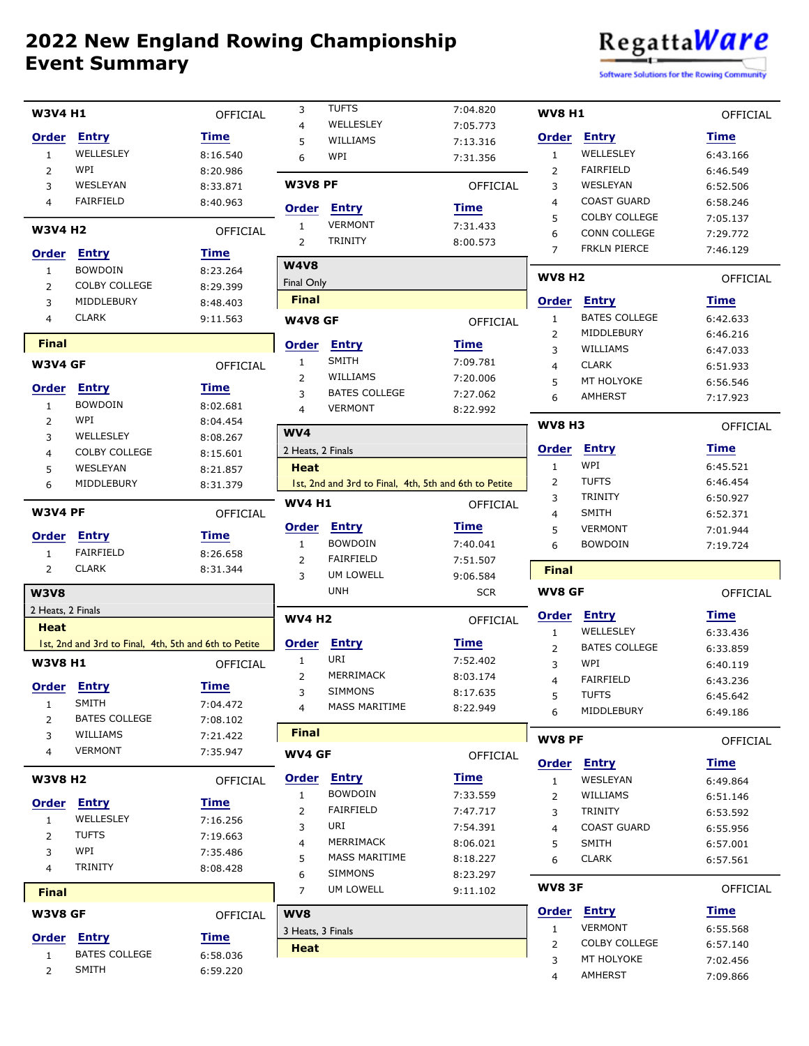# 2022 New England Rowing Championship Event Summary

### W3V4 H1 — OFFICIAL

| Order | Entry | Time |
|---|---|---|
| 1 | WELLESLEY | 8:16.540 |
| 2 | WPI | 8:20.986 |
| 3 | WESLEYAN | 8:33.871 |
| 4 | FAIRFIELD | 8:40.963 |

### W3V4 H2 — OFFICIAL

| Order | Entry | Time |
|---|---|---|
| 1 | BOWDOIN | 8:23.264 |
| 2 | COLBY COLLEGE | 8:29.399 |
| 3 | MIDDLEBURY | 8:48.403 |
| 4 | CLARK | 9:11.563 |

**Final**

### W3V4 GF — OFFICIAL

| Order | Entry | Time |
|---|---|---|
| 1 | BOWDOIN | 8:02.681 |
| 2 | WPI | 8:04.454 |
| 3 | WELLESLEY | 8:08.267 |
| 4 | COLBY COLLEGE | 8:15.601 |
| 5 | WESLEYAN | 8:21.857 |
| 6 | MIDDLEBURY | 8:31.379 |

### W3V4 PF — OFFICIAL

| Order | Entry | Time |
|---|---|---|
| 1 | FAIRFIELD | 8:26.658 |
| 2 | CLARK | 8:31.344 |

## W3V8

2 Heats, 2 Finals

**Heat**

1st, 2nd and 3rd to Final, 4th, 5th and 6th to Petite

### W3V8 H1 — OFFICIAL

| Order | Entry | Time |
|---|---|---|
| 1 | SMITH | 7:04.472 |
| 2 | BATES COLLEGE | 7:08.102 |
| 3 | WILLIAMS | 7:21.422 |
| 4 | VERMONT | 7:35.947 |

### W3V8 H2 — OFFICIAL

| Order | Entry | Time |
|---|---|---|
| 1 | WELLESLEY | 7:16.256 |
| 2 | TUFTS | 7:19.663 |
| 3 | WPI | 7:35.486 |
| 4 | TRINITY | 8:08.428 |

**Final**

### W3V8 GF — OFFICIAL

| Order | Entry | Time |
|---|---|---|
| 1 | BATES COLLEGE | 6:58.036 |
| 2 | SMITH | 6:59.220 |
| 3 | TUFTS | 7:04.820 |
| 4 | WELLESLEY | 7:05.773 |
| 5 | WILLIAMS | 7:13.316 |
| 6 | WPI | 7:31.356 |

### W3V8 PF — OFFICIAL

| Order | Entry | Time |
|---|---|---|
| 1 | VERMONT | 7:31.433 |
| 2 | TRINITY | 8:00.573 |

## W4V8

Final Only

**Final**

### W4V8 GF — OFFICIAL

| Order | Entry | Time |
|---|---|---|
| 1 | SMITH | 7:09.781 |
| 2 | WILLIAMS | 7:20.006 |
| 3 | BATES COLLEGE | 7:27.062 |
| 4 | VERMONT | 8:22.992 |

## WV4

2 Heats, 2 Finals

**Heat**

1st, 2nd and 3rd to Final, 4th, 5th and 6th to Petite

### WV4 H1 — OFFICIAL

| Order | Entry | Time |
|---|---|---|
| 1 | BOWDOIN | 7:40.041 |
| 2 | FAIRFIELD | 7:51.507 |
| 3 | UM LOWELL | 9:06.584 |
| | UNH | SCR |

### WV4 H2 — OFFICIAL

| Order | Entry | Time |
|---|---|---|
| 1 | URI | 7:52.402 |
| 2 | MERRIMACK | 8:03.174 |
| 3 | SIMMONS | 8:17.635 |
| 4 | MASS MARITIME | 8:22.949 |

**Final**

### WV4 GF — OFFICIAL

| Order | Entry | Time |
|---|---|---|
| 1 | BOWDOIN | 7:33.559 |
| 2 | FAIRFIELD | 7:47.717 |
| 3 | URI | 7:54.391 |
| 4 | MERRIMACK | 8:06.021 |
| 5 | MASS MARITIME | 8:18.227 |
| 6 | SIMMONS | 8:23.297 |
| 7 | UM LOWELL | 9:11.102 |

## WV8

3 Heats, 3 Finals

**Heat**

### WV8 H1 — OFFICIAL

| Order | Entry | Time |
|---|---|---|
| 1 | WELLESLEY | 6:43.166 |
| 2 | FAIRFIELD | 6:46.549 |
| 3 | WESLEYAN | 6:52.506 |
| 4 | COAST GUARD | 6:58.246 |
| 5 | COLBY COLLEGE | 7:05.137 |
| 6 | CONN COLLEGE | 7:29.772 |
| 7 | FRKLN PIERCE | 7:46.129 |

### WV8 H2 — OFFICIAL

| Order | Entry | Time |
|---|---|---|
| 1 | BATES COLLEGE | 6:42.633 |
| 2 | MIDDLEBURY | 6:46.216 |
| 3 | WILLIAMS | 6:47.033 |
| 4 | CLARK | 6:51.933 |
| 5 | MT HOLYOKE | 6:56.546 |
| 6 | AMHERST | 7:17.923 |

### WV8 H3 — OFFICIAL

| Order | Entry | Time |
|---|---|---|
| 1 | WPI | 6:45.521 |
| 2 | TUFTS | 6:46.454 |
| 3 | TRINITY | 6:50.927 |
| 4 | SMITH | 6:52.371 |
| 5 | VERMONT | 7:01.944 |
| 6 | BOWDOIN | 7:19.724 |

**Final**

### WV8 GF — OFFICIAL

| Order | Entry | Time |
|---|---|---|
| 1 | WELLESLEY | 6:33.436 |
| 2 | BATES COLLEGE | 6:33.859 |
| 3 | WPI | 6:40.119 |
| 4 | FAIRFIELD | 6:43.236 |
| 5 | TUFTS | 6:45.642 |
| 6 | MIDDLEBURY | 6:49.186 |

### WV8 PF — OFFICIAL

| Order | Entry | Time |
|---|---|---|
| 1 | WESLEYAN | 6:49.864 |
| 2 | WILLIAMS | 6:51.146 |
| 3 | TRINITY | 6:53.592 |
| 4 | COAST GUARD | 6:55.956 |
| 5 | SMITH | 6:57.001 |
| 6 | CLARK | 6:57.561 |

### WV8 3F — OFFICIAL

| Order | Entry | Time |
|---|---|---|
| 1 | VERMONT | 6:55.568 |
| 2 | COLBY COLLEGE | 6:57.140 |
| 3 | MT HOLYOKE | 7:02.456 |
| 4 | AMHERST | 7:09.866 |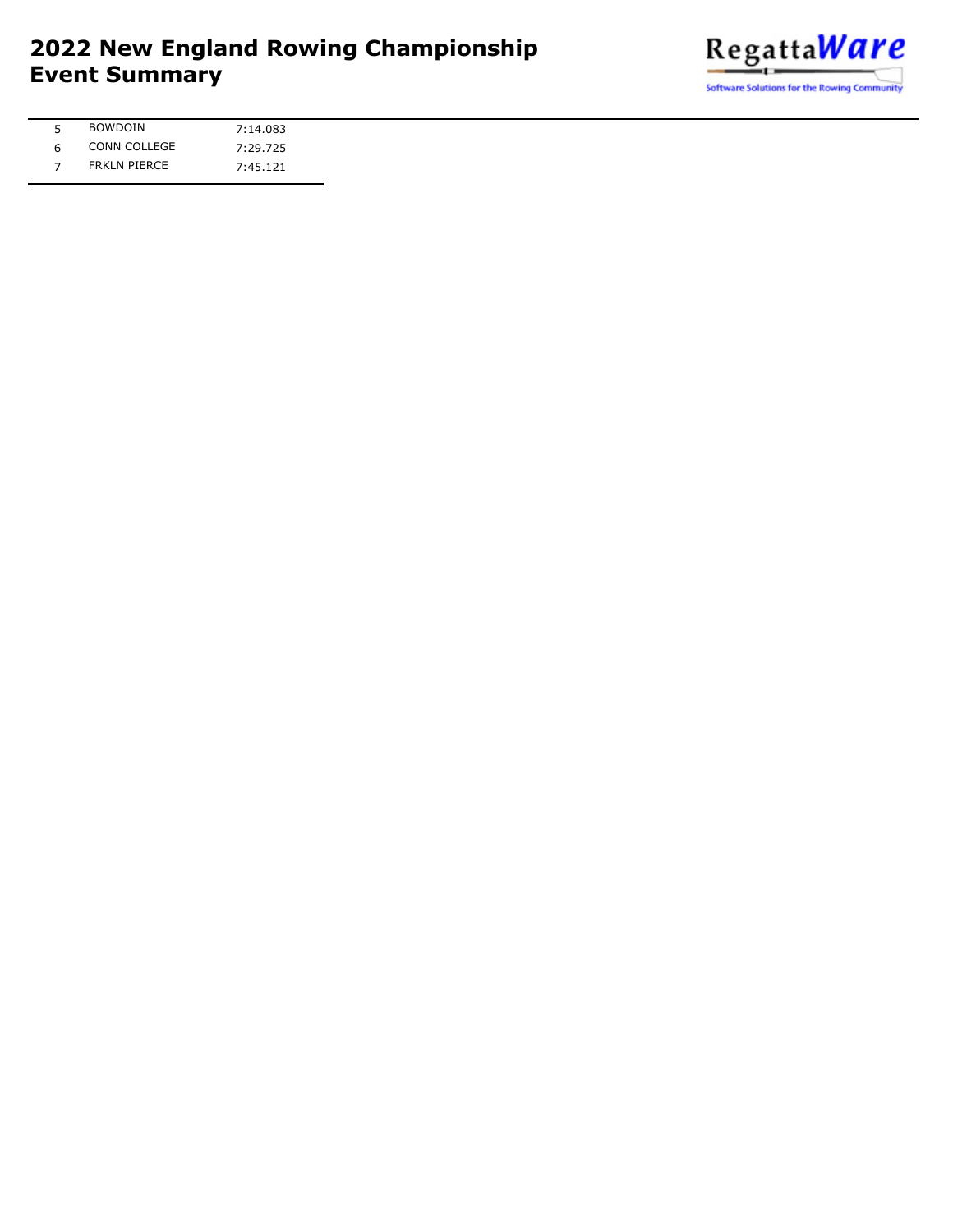| | | |
|---|---|---|
| 5 | BOWDOIN | 7:14.083 |
| 6 | CONN COLLEGE | 7:29.725 |
| 7 | FRKLN PIERCE | 7:45.121 |